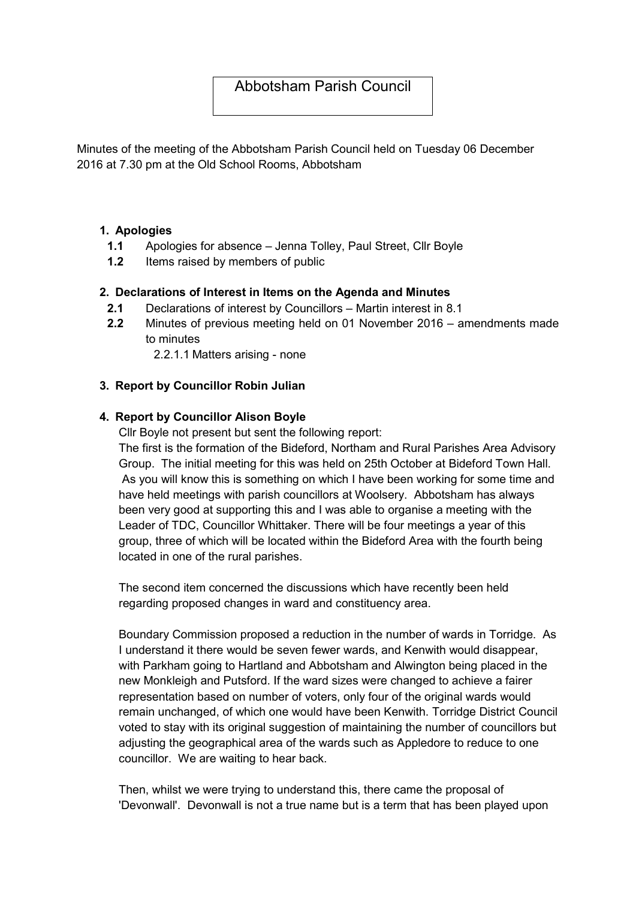# Abbotsham Parish Council

Minutes of the meeting of the Abbotsham Parish Council held on Tuesday 06 December 2016 at 7.30 pm at the Old School Rooms, Abbotsham

1. **Apologies**
   - **1.1** Apologies for absence – Jenna Tolley, Paul Street, Cllr Boyle
   - **1.2** Items raised by members of public

2. **Declarations of Interest in Items on the Agenda and Minutes**
   - **2.1** Declarations of interest by Councillors – Martin interest in 8.1
   - **2.2** Minutes of previous meeting held on 01 November 2016 – amendments made to minutes
     - 2.2.1.1 Matters arising - none

3. **Report by Councillor Robin Julian**

4. **Report by Councillor Alison Boyle**

   Cllr Boyle not present but sent the following report:

   The first is the formation of the Bideford, Northam and Rural Parishes Area Advisory Group. The initial meeting for this was held on 25th October at Bideford Town Hall. As you will know this is something on which I have been working for some time and have held meetings with parish councillors at Woolsery. Abbotsham has always been very good at supporting this and I was able to organise a meeting with the Leader of TDC, Councillor Whittaker. There will be four meetings a year of this group, three of which will be located within the Bideford Area with the fourth being located in one of the rural parishes.

   The second item concerned the discussions which have recently been held regarding proposed changes in ward and constituency area.

   Boundary Commission proposed a reduction in the number of wards in Torridge. As I understand it there would be seven fewer wards, and Kenwith would disappear, with Parkham going to Hartland and Abbotsham and Alwington being placed in the new Monkleigh and Putsford. If the ward sizes were changed to achieve a fairer representation based on number of voters, only four of the original wards would remain unchanged, of which one would have been Kenwith. Torridge District Council voted to stay with its original suggestion of maintaining the number of councillors but adjusting the geographical area of the wards such as Appledore to reduce to one councillor. We are waiting to hear back.

   Then, whilst we were trying to understand this, there came the proposal of 'Devonwall'. Devonwall is not a true name but is a term that has been played upon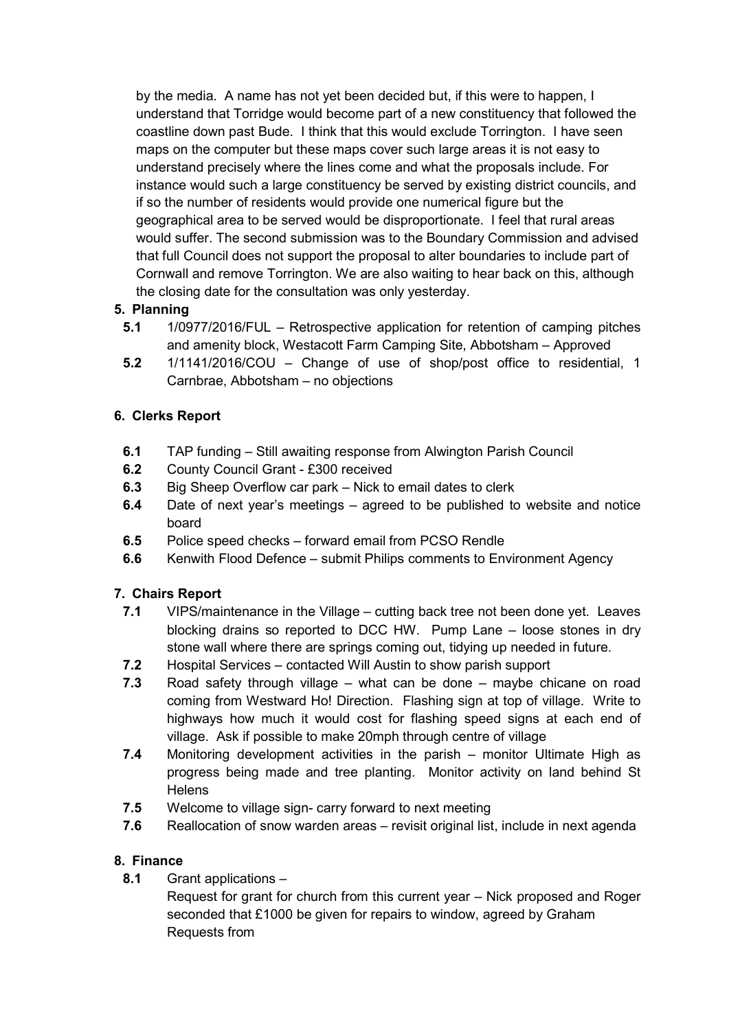by the media. A name has not yet been decided but, if this were to happen, I understand that Torridge would become part of a new constituency that followed the coastline down past Bude. I think that this would exclude Torrington. I have seen maps on the computer but these maps cover such large areas it is not easy to understand precisely where the lines come and what the proposals include. For instance would such a large constituency be served by existing district councils, and if so the number of residents would provide one numerical figure but the geographical area to be served would be disproportionate. I feel that rural areas would suffer. The second submission was to the Boundary Commission and advised that full Council does not support the proposal to alter boundaries to include part of Cornwall and remove Torrington. We are also waiting to hear back on this, although the closing date for the consultation was only yesterday.

**5. Planning**

**5.1** 1/0977/2016/FUL – Retrospective application for retention of camping pitches and amenity block, Westacott Farm Camping Site, Abbotsham – Approved

**5.2** 1/1141/2016/COU – Change of use of shop/post office to residential, 1 Carnbrae, Abbotsham – no objections

**6. Clerks Report**

**6.1** TAP funding – Still awaiting response from Alwington Parish Council

**6.2** County Council Grant - £300 received

**6.3** Big Sheep Overflow car park – Nick to email dates to clerk

**6.4** Date of next year's meetings – agreed to be published to website and notice board

**6.5** Police speed checks – forward email from PCSO Rendle

**6.6** Kenwith Flood Defence – submit Philips comments to Environment Agency

**7. Chairs Report**

**7.1** VIPS/maintenance in the Village – cutting back tree not been done yet. Leaves blocking drains so reported to DCC HW. Pump Lane – loose stones in dry stone wall where there are springs coming out, tidying up needed in future.

**7.2** Hospital Services – contacted Will Austin to show parish support

**7.3** Road safety through village – what can be done – maybe chicane on road coming from Westward Ho! Direction. Flashing sign at top of village. Write to highways how much it would cost for flashing speed signs at each end of village. Ask if possible to make 20mph through centre of village

**7.4** Monitoring development activities in the parish – monitor Ultimate High as progress being made and tree planting. Monitor activity on land behind St Helens

**7.5** Welcome to village sign- carry forward to next meeting

**7.6** Reallocation of snow warden areas – revisit original list, include in next agenda

**8. Finance**

**8.1** Grant applications –
Request for grant for church from this current year – Nick proposed and Roger seconded that £1000 be given for repairs to window, agreed by Graham
Requests from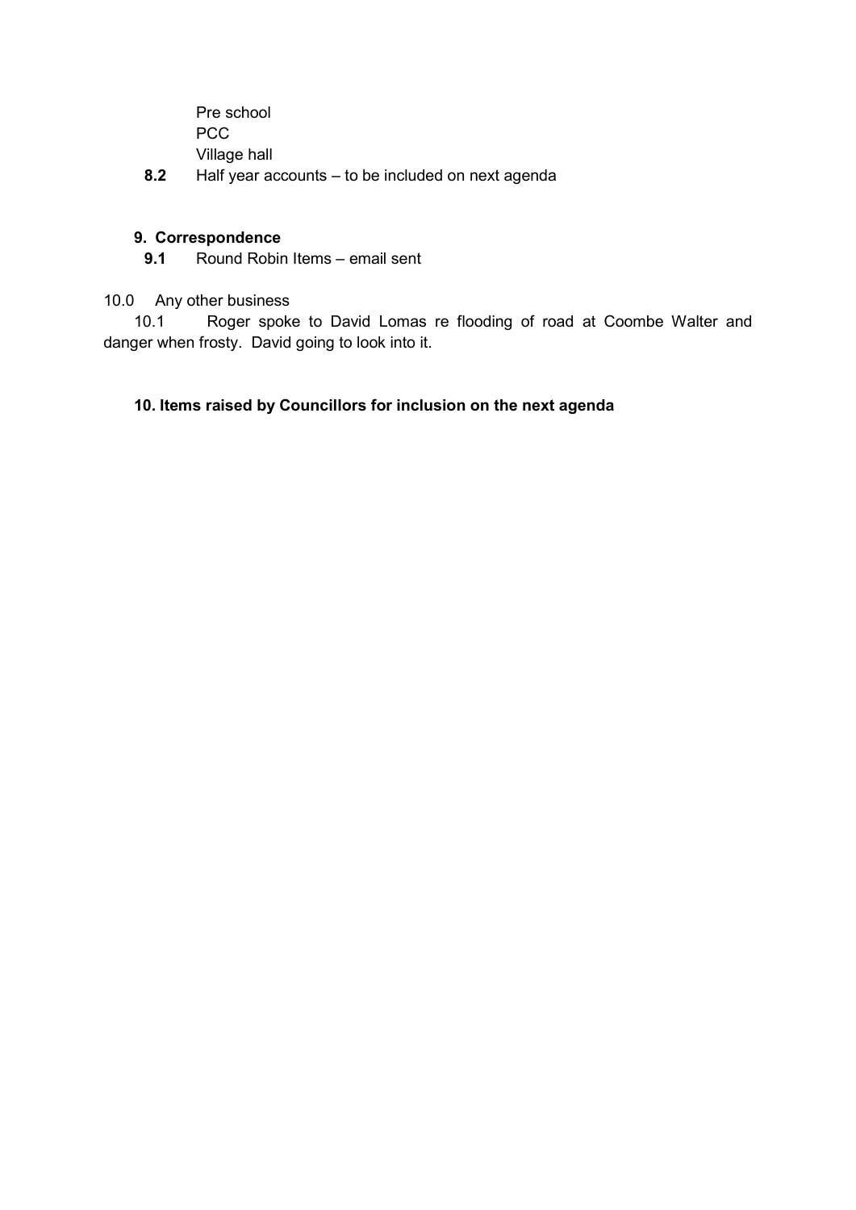Pre school
PCC
Village hall

**8.2** Half year accounts – to be included on next agenda

**9. Correspondence**

**9.1** Round Robin Items – email sent

10.0 Any other business

10.1 Roger spoke to David Lomas re flooding of road at Coombe Walter and danger when frosty. David going to look into it.

**10. Items raised by Councillors for inclusion on the next agenda**